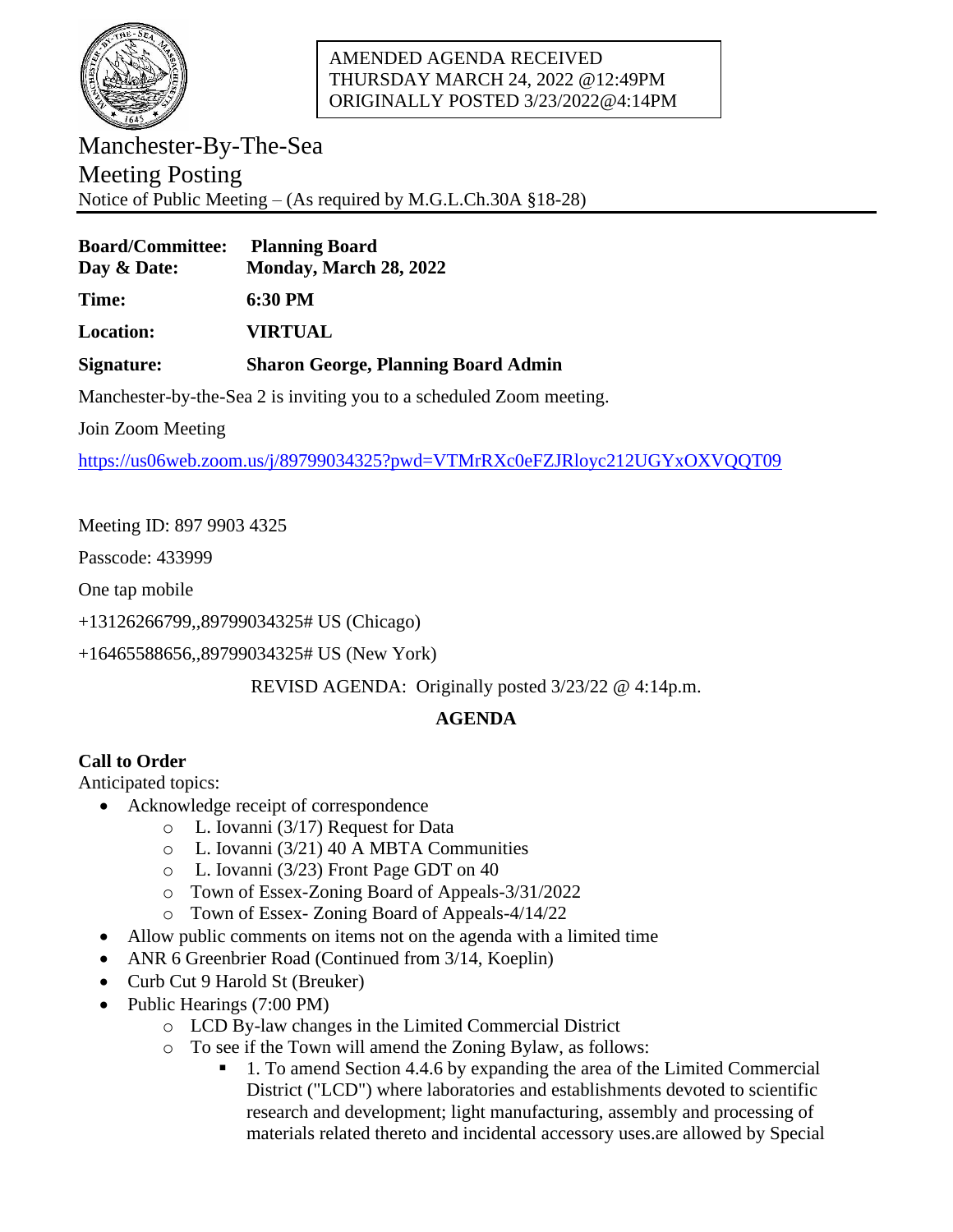AMENDED AGENDA RECEIVED
THURSDAY MARCH 24, 2022 @12:49PM
ORIGINALLY POSTED 3/23/2022@4:14PM

# Manchester-By-The-Sea
# Meeting Posting

Notice of Public Meeting – (As required by M.G.L.Ch.30A §18-28)

**Board/Committee:** **Planning Board**
**Day & Date:** **Monday, March 28, 2022**

**Time:** **6:30 PM**

**Location:** **VIRTUAL**

**Signature:** **Sharon George, Planning Board Admin**

Manchester-by-the-Sea 2 is inviting you to a scheduled Zoom meeting.

Join Zoom Meeting

https://us06web.zoom.us/j/89799034325?pwd=VTMrRXc0eFZJRloyc212UGYxOXVQQT09

Meeting ID: 897 9903 4325

Passcode: 433999

One tap mobile

+13126266799,,89799034325# US (Chicago)

+16465588656,,89799034325# US (New York)

REVISD AGENDA: Originally posted 3/23/22 @ 4:14p.m.

## AGENDA

**Call to Order**
Anticipated topics:

- Acknowledge receipt of correspondence
  - L. Iovanni (3/17) Request for Data
  - L. Iovanni (3/21) 40 A MBTA Communities
  - L. Iovanni (3/23) Front Page GDT on 40
  - Town of Essex-Zoning Board of Appeals-3/31/2022
  - Town of Essex- Zoning Board of Appeals-4/14/22
- Allow public comments on items not on the agenda with a limited time
- ANR 6 Greenbrier Road (Continued from 3/14, Koeplin)
- Curb Cut 9 Harold St (Breuker)
- Public Hearings (7:00 PM)
  - LCD By-law changes in the Limited Commercial District
  - To see if the Town will amend the Zoning Bylaw, as follows:
    - 1. To amend Section 4.4.6 by expanding the area of the Limited Commercial District ("LCD") where laboratories and establishments devoted to scientific research and development; light manufacturing, assembly and processing of materials related thereto and incidental accessory uses.are allowed by Special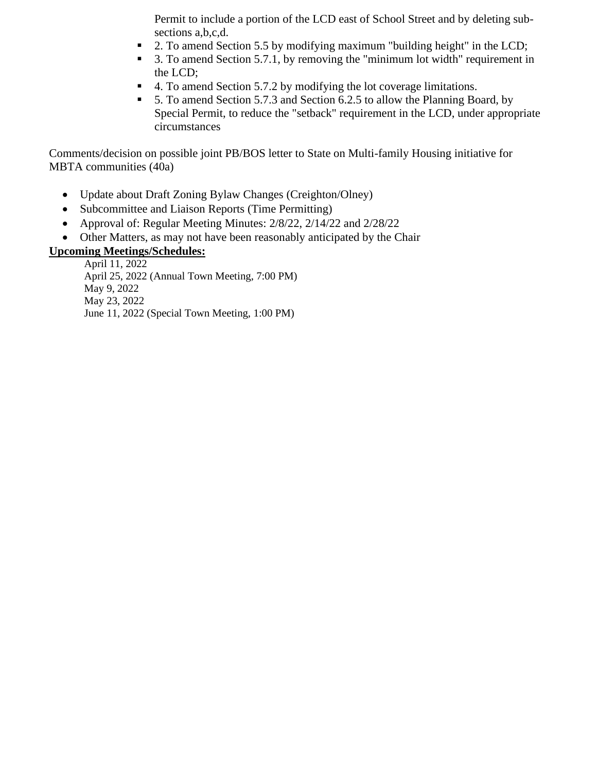Permit to include a portion of the LCD east of School Street and by deleting sub-sections a,b,c,d.

- 2. To amend Section 5.5 by modifying maximum "building height" in the LCD;
- 3. To amend Section 5.7.1, by removing the "minimum lot width" requirement in the LCD;
- 4. To amend Section 5.7.2 by modifying the lot coverage limitations.
- 5. To amend Section 5.7.3 and Section 6.2.5 to allow the Planning Board, by Special Permit, to reduce the "setback" requirement in the LCD, under appropriate circumstances

Comments/decision on possible joint PB/BOS letter to State on Multi-family Housing initiative for MBTA communities (40a)

- Update about Draft Zoning Bylaw Changes (Creighton/Olney)
- Subcommittee and Liaison Reports (Time Permitting)
- Approval of: Regular Meeting Minutes: 2/8/22, 2/14/22 and 2/28/22
- Other Matters, as may not have been reasonably anticipated by the Chair

**Upcoming Meetings/Schedules:**

April 11, 2022
April 25, 2022 (Annual Town Meeting, 7:00 PM)
May 9, 2022
May 23, 2022
June 11, 2022 (Special Town Meeting, 1:00 PM)